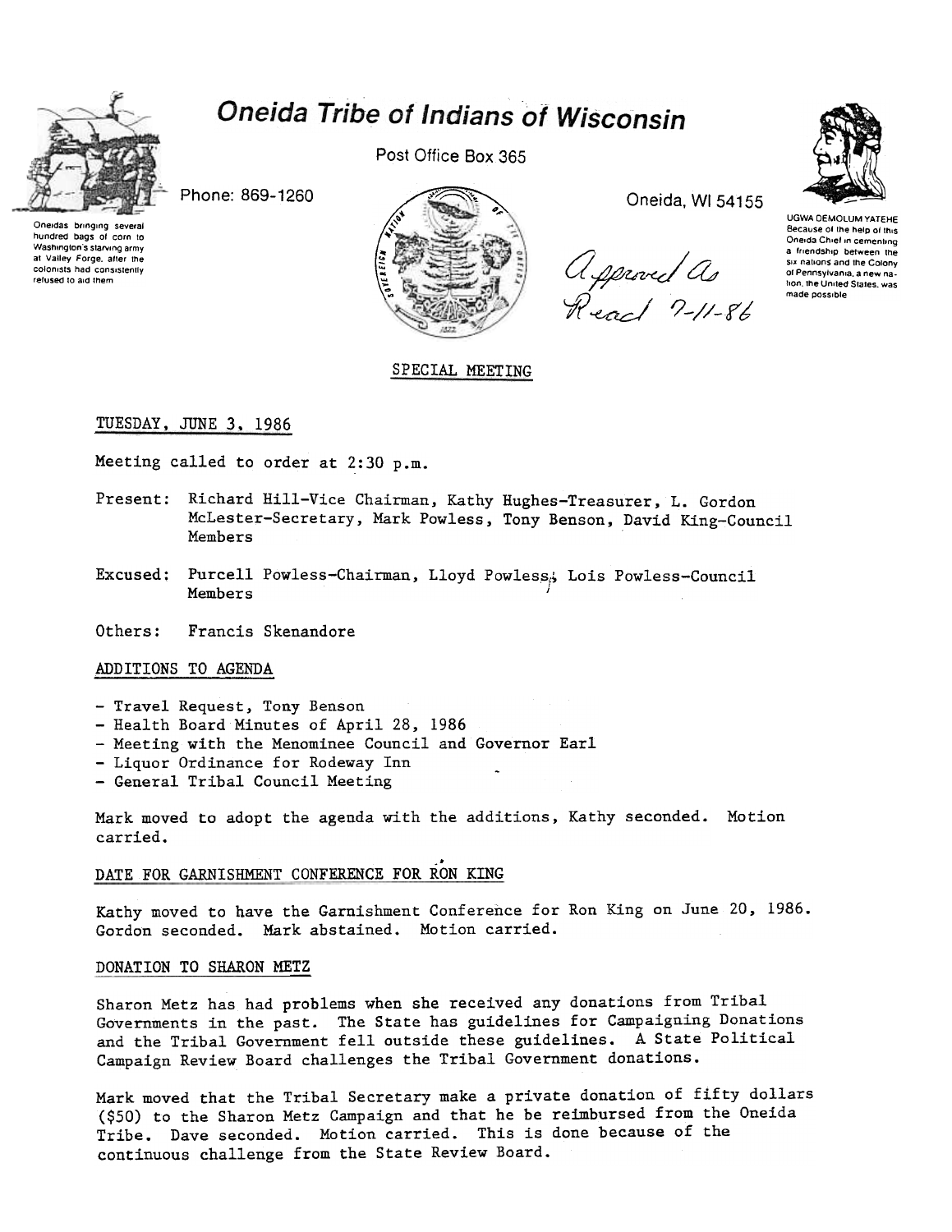# Oneida Tribe of Indians of Wisconsin

Post Office Box 365

Phone: 869-1260

Oneida, WI 54155

Oneidas bringing several hundred bags of corn to Washington's starving army at Valley Forge, after the colonists had consistently refused to aid them

UGWA DEMOLUM YATEHE Because of the help of this Oneida Chief in cementing a friendship between the six nations and the Colony of Pennsylvania, a new nation, the United States, was made possible

Approved As Read 7-11-86

SPECIAL MEETING

TUESDAY, JUNE 3, 1986

Meeting called to order at 2:30 p.m.

Present: Richard Hill-Vice Chairman, Kathy Hughes-Treasurer, L. Gordon McLester-Secretary, Mark Powless, Tony Benson, David King-Council Members

Excused: Purcell Powless-Chairman, Lloyd Powless, Lois Powless-Council Members

Others: Francis Skenandore

## ADDITIONS TO AGENDA

- Travel Request, Tony Benson
- Health Board Minutes of April 28, 1986
- Meeting with the Menominee Council and Governor Earl
- Liquor Ordinance for Rodeway Inn
- General Tribal Council Meeting

Mark moved to adopt the agenda with the additions, Kathy seconded. Motion carried.

## DATE FOR GARNISHMENT CONFERENCE FOR RON KING

Kathy moved to have the Garnishment Conference for Ron King on June 20, 1986. Gordon seconded. Mark abstained. Motion carried.

## DONATION TO SHARON METZ

Sharon Metz has had problems when she received any donations from Tribal Governments in the past. The State has guidelines for Campaigning Donations and the Tribal Government fell outside these guidelines. A State Political Campaign Review Board challenges the Tribal Government donations.

Mark moved that the Tribal Secretary make a private donation of fifty dollars ($50) to the Sharon Metz Campaign and that he be reimbursed from the Oneida Tribe. Dave seconded. Motion carried. This is done because of the continuous challenge from the State Review Board.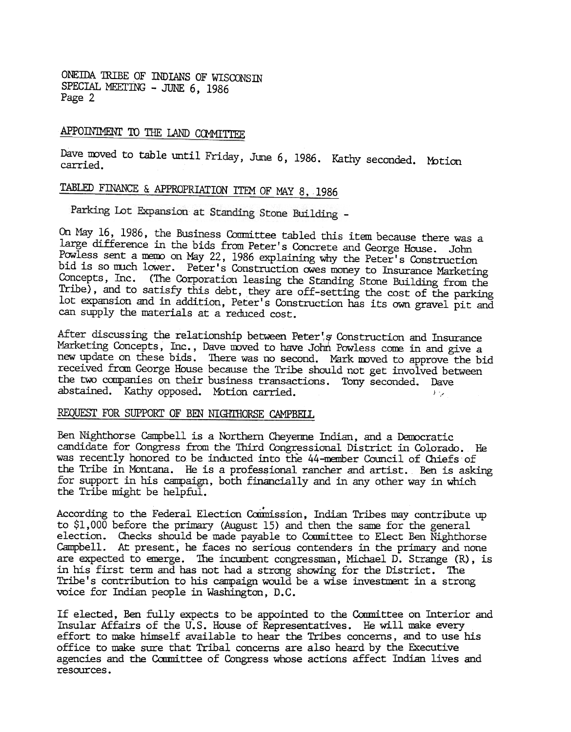## APPOINTMENT TO THE LAND COMMITTEE

Dave moved to table until Friday, June 6, 1986. Kathy seconded. Motion carried.

## TABLED FINANCE & APPROPRIATION ITEM OF MAY 8, 1986

Parking Lot Expansion at Standing Stone Building -

On May 16, 1986, the Business Committee tabled this item because there was a large difference in the bids from Peter's Concrete and George House. John Powless sent a memo on May 22, 1986 explaining why the Peter's Construction bid is so much lower. Peter's Construction owes money to Insurance Marketing Concepts, Inc. (The Corporation leasing the Standing Stone Building from the Tribe), and to satisfy this debt, they are off-setting the cost of the parking lot expansion and in addition, Peter's Construction has its own gravel pit and can supply the materials at a reduced cost.

After discussing the relationship between Peter's Construction and Insurance Marketing Concepts, Inc., Dave moved to have John Powless come in and give a new update on these bids. There was no second. Mark moved to approve the bid received from George House because the Tribe should not get involved between the two companies on their business transactions. Tony seconded. Dave abstained. Kathy opposed. Motion carried.

## REQUEST FOR SUPPORT OF BEN NIGHTHORSE CAMPBELL

Ben Nighthorse Campbell is a Northern Cheyenne Indian, and a Democratic candidate for Congress from the Third Congressional District in Colorado. He was recently honored to be inducted into the 44-member Council of Chiefs of the Tribe in Montana. He is a professional rancher and artist. Ben is asking for support in his campaign, both financially and in any other way in which the Tribe might be helpful.

According to the Federal Election Commission, Indian Tribes may contribute up to $1,000 before the primary (August 15) and then the same for the general election. Checks should be made payable to Committee to Elect Ben Nighthorse Campbell. At present, he faces no serious contenders in the primary and none are expected to emerge. The incumbent congressman, Michael D. Strange (R), is in his first term and has not had a strong showing for the District. The Tribe's contribution to his campaign would be a wise investment in a strong voice for Indian people in Washington, D.C.

If elected, Ben fully expects to be appointed to the Committee on Interior and Insular Affairs of the U.S. House of Representatives. He will make every effort to make himself available to hear the Tribes concerns, and to use his office to make sure that Tribal concerns are also heard by the Executive agencies and the Committee of Congress whose actions affect Indian lives and resources.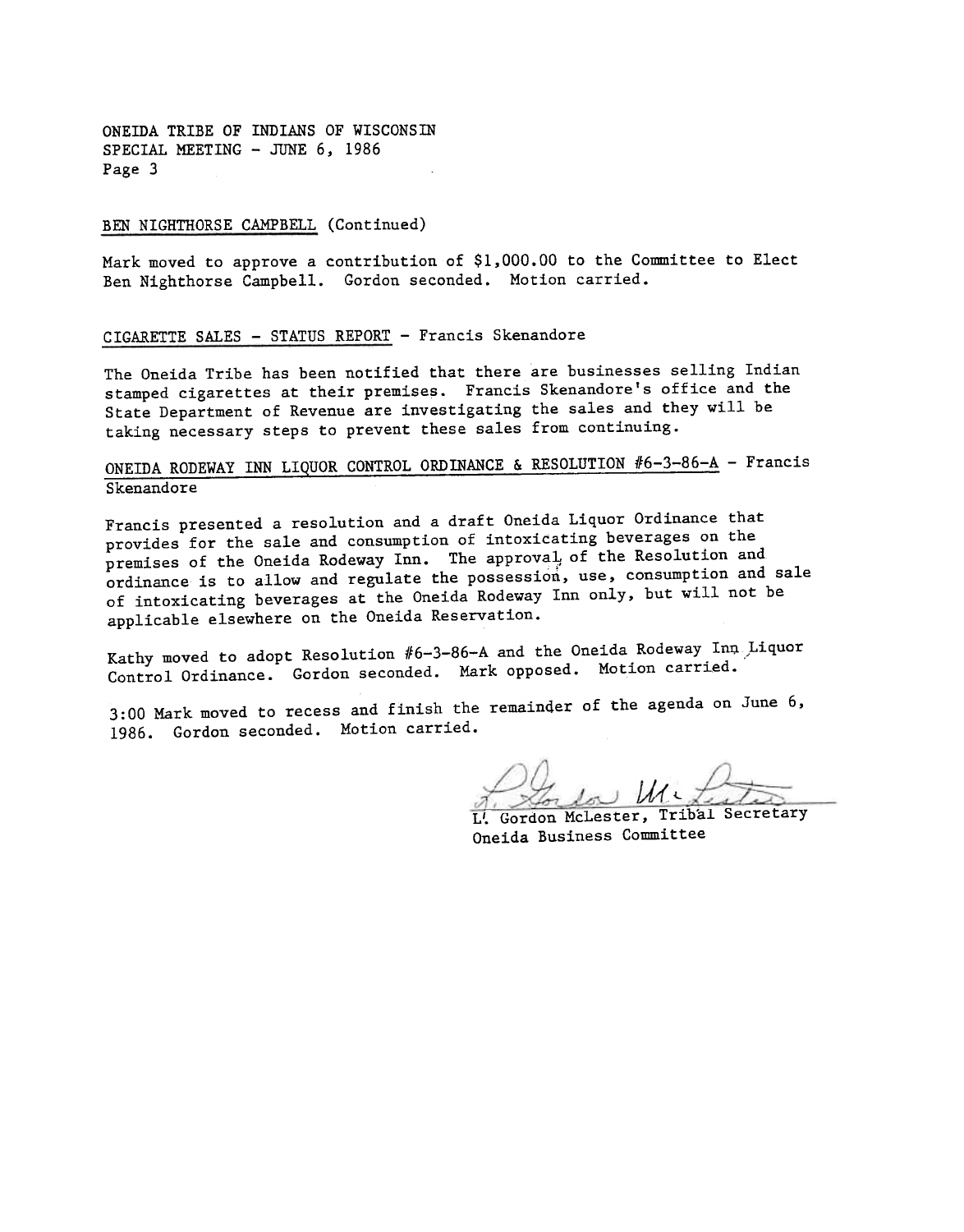ONEIDA TRIBE OF INDIANS OF WISCONSIN
SPECIAL MEETING - JUNE 6, 1986
Page 3

BEN NIGHTHORSE CAMPBELL (Continued)

Mark moved to approve a contribution of $1,000.00 to the Committee to Elect Ben Nighthorse Campbell. Gordon seconded. Motion carried.

CIGARETTE SALES - STATUS REPORT - Francis Skenandore

The Oneida Tribe has been notified that there are businesses selling Indian stamped cigarettes at their premises. Francis Skenandore's office and the State Department of Revenue are investigating the sales and they will be taking necessary steps to prevent these sales from continuing.

ONEIDA RODEWAY INN LIQUOR CONTROL ORDINANCE & RESOLUTION #6-3-86-A - Francis Skenandore

Francis presented a resolution and a draft Oneida Liquor Ordinance that provides for the sale and consumption of intoxicating beverages on the premises of the Oneida Rodeway Inn. The approval of the Resolution and ordinance is to allow and regulate the possession, use, consumption and sale of intoxicating beverages at the Oneida Rodeway Inn only, but will not be applicable elsewhere on the Oneida Reservation.

Kathy moved to adopt Resolution #6-3-86-A and the Oneida Rodeway Inn Liquor Control Ordinance. Gordon seconded. Mark opposed. Motion carried.

3:00 Mark moved to recess and finish the remainder of the agenda on June 6, 1986. Gordon seconded. Motion carried.

L. Gordon McLester, Tribal Secretary
Oneida Business Committee